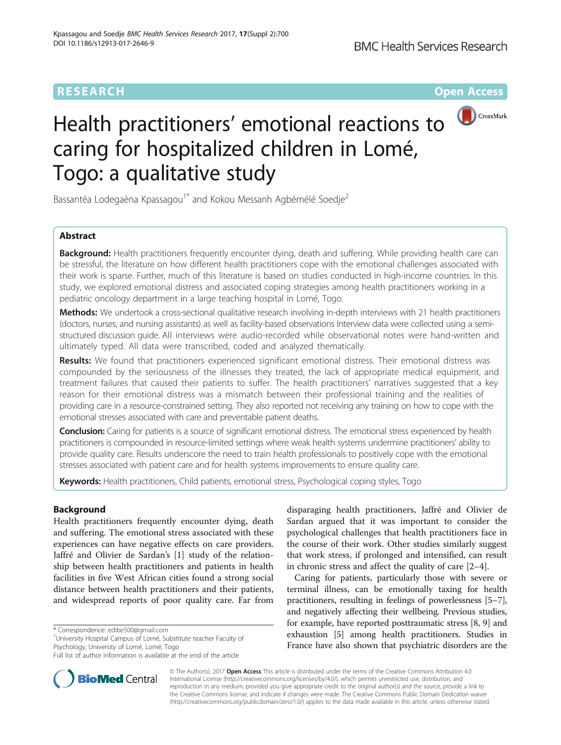RESEARCH

Open Access

# Health practitioners' emotional reactions to caring for hospitalized children in Lomé, Togo: a qualitative study

Bassantéa Lodegaèna Kpassagou[1*] and Kokou Messanh Agbémélé Soedje[2]

## Abstract

**Background:** Health practitioners frequently encounter dying, death and suffering. While providing health care can be stressful, the literature on how different health practitioners cope with the emotional challenges associated with their work is sparse. Further, much of this literature is based on studies conducted in high-income countries. In this study, we explored emotional distress and associated coping strategies among health practitioners working in a pediatric oncology department in a large teaching hospital in Lomé, Togo.

**Methods:** We undertook a cross-sectional qualitative research involving in-depth interviews with 21 health practitioners (doctors, nurses, and nursing assistants) as well as facility-based observations Interview data were collected using a semi-structured discussion guide. All interviews were audio-recorded while observational notes were hand-written and ultimately typed. All data were transcribed, coded and analyzed thematically.

**Results:** We found that practitioners experienced significant emotional distress. Their emotional distress was compounded by the seriousness of the illnesses they treated, the lack of appropriate medical equipment, and treatment failures that caused their patients to suffer. The health practitioners' narratives suggested that a key reason for their emotional distress was a mismatch between their professional training and the realities of providing care in a resource-constrained setting. They also reported not receiving any training on how to cope with the emotional stresses associated with care and preventable patient deaths.

**Conclusion:** Caring for patients is a source of significant emotional distress. The emotional stress experienced by health practitioners is compounded in resource-limited settings where weak health systems undermine practitioners' ability to provide quality care. Results underscore the need to train health professionals to positively cope with the emotional stresses associated with patient care and for health systems improvements to ensure quality care.

**Keywords:** Health practitioners, Child patients, emotional stress, Psychological coping styles, Togo

## Background

Health practitioners frequently encounter dying, death and suffering. The emotional stress associated with these experiences can have negative effects on care providers. Jaffré and Olivier de Sardan's [1] study of the relationship between health practitioners and patients in health facilities in five West African cities found a strong social distance between health practitioners and their patients, and widespread reports of poor quality care. Far from disparaging health practitioners, Jaffré and Olivier de Sardan argued that it was important to consider the psychological challenges that health practitioners face in the course of their work. Other studies similarly suggest that work stress, if prolonged and intensified, can result in chronic stress and affect the quality of care [2–4].

Caring for patients, particularly those with severe or terminal illness, can be emotionally taxing for health practitioners, resulting in feelings of powerlessness [5–7], and negatively affecting their wellbeing. Previous studies, for example, have reported posttraumatic stress [8, 9] and exhaustion [5] among health practitioners. Studies in France have also shown that psychiatric disorders are the

\* Correspondence: edibe500@gmail.com
[1]University Hospital Campus of Lomé, Substitute teacher Faculty of Psychology, University of Lomé, Lomé, Togo
Full list of author information is available at the end of the article

© The Author(s). 2017 **Open Access** This article is distributed under the terms of the Creative Commons Attribution 4.0 International License (http://creativecommons.org/licenses/by/4.0/), which permits unrestricted use, distribution, and reproduction in any medium, provided you give appropriate credit to the original author(s) and the source, provide a link to the Creative Commons license, and indicate if changes were made. The Creative Commons Public Domain Dedication waiver (http://creativecommons.org/publicdomain/zero/1.0/) applies to the data made available in this article, unless otherwise stated.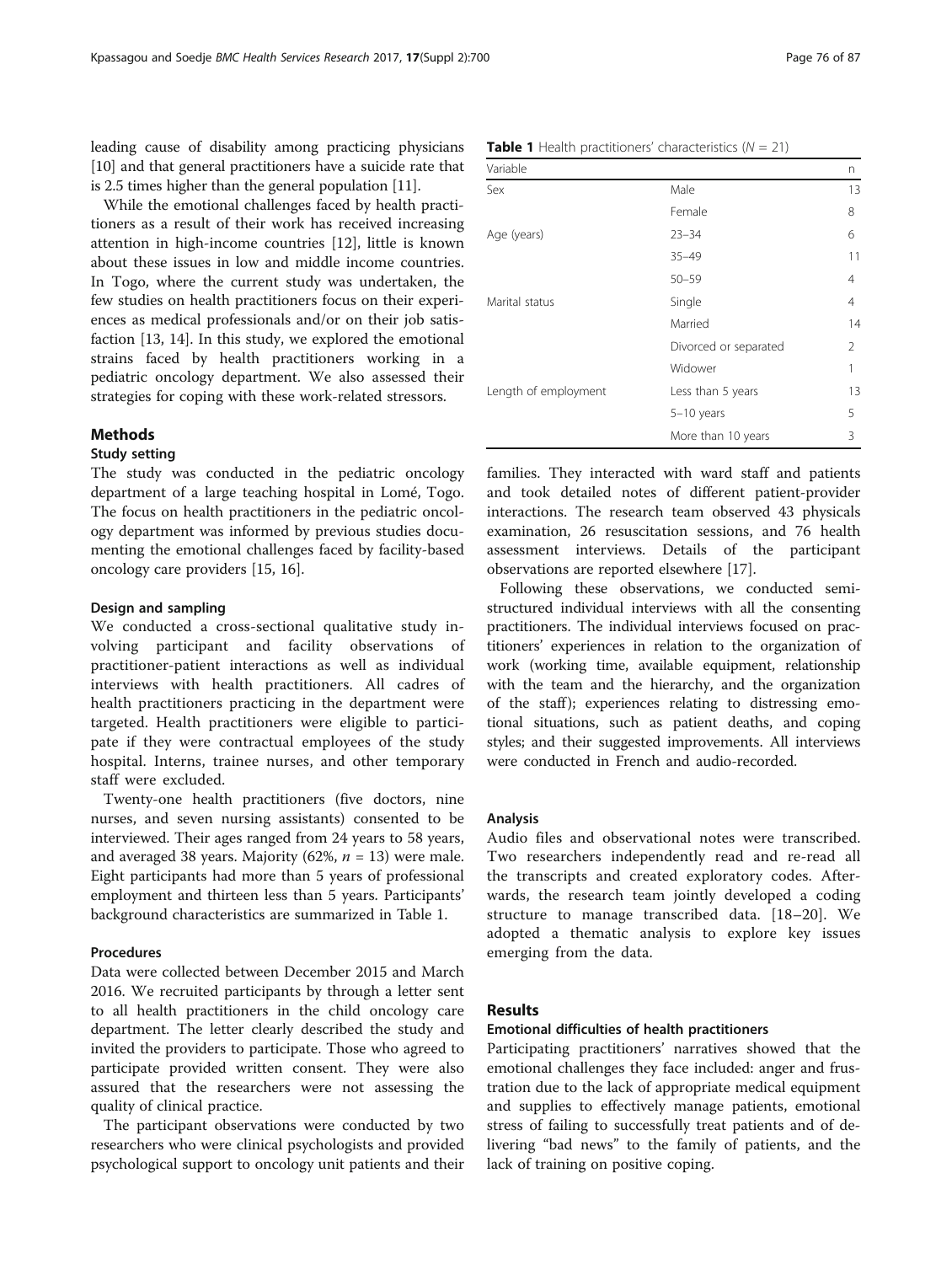leading cause of disability among practicing physicians [10] and that general practitioners have a suicide rate that is 2.5 times higher than the general population [11].

While the emotional challenges faced by health practitioners as a result of their work has received increasing attention in high-income countries [12], little is known about these issues in low and middle income countries. In Togo, where the current study was undertaken, the few studies on health practitioners focus on their experiences as medical professionals and/or on their job satisfaction [13, 14]. In this study, we explored the emotional strains faced by health practitioners working in a pediatric oncology department. We also assessed their strategies for coping with these work-related stressors.

## Methods

### Study setting

The study was conducted in the pediatric oncology department of a large teaching hospital in Lomé, Togo. The focus on health practitioners in the pediatric oncology department was informed by previous studies documenting the emotional challenges faced by facility-based oncology care providers [15, 16].

#### Design and sampling

We conducted a cross-sectional qualitative study involving participant and facility observations of practitioner-patient interactions as well as individual interviews with health practitioners. All cadres of health practitioners practicing in the department were targeted. Health practitioners were eligible to participate if they were contractual employees of the study hospital. Interns, trainee nurses, and other temporary staff were excluded.

Twenty-one health practitioners (five doctors, nine nurses, and seven nursing assistants) consented to be interviewed. Their ages ranged from 24 years to 58 years, and averaged 38 years. Majority (62%, $n = 13$) were male. Eight participants had more than 5 years of professional employment and thirteen less than 5 years. Participants' background characteristics are summarized in Table 1.

**Table 1** Health practitioners' characteristics ($N = 21$)

| Variable | | n |
| --- | --- | --- |
| Sex | Male | 13 |
| | Female | 8 |
| Age (years) | 23–34 | 6 |
| | 35–49 | 11 |
| | 50–59 | 4 |
| Marital status | Single | 4 |
| | Married | 14 |
| | Divorced or separated | 2 |
| | Widower | 1 |
| Length of employment | Less than 5 years | 13 |
| | 5–10 years | 5 |
| | More than 10 years | 3 |

#### Procedures

Data were collected between December 2015 and March 2016. We recruited participants by through a letter sent to all health practitioners in the child oncology care department. The letter clearly described the study and invited the providers to participate. Those who agreed to participate provided written consent. They were also assured that the researchers were not assessing the quality of clinical practice.

The participant observations were conducted by two researchers who were clinical psychologists and provided psychological support to oncology unit patients and their families. They interacted with ward staff and patients and took detailed notes of different patient-provider interactions. The research team observed 43 physicals examination, 26 resuscitation sessions, and 76 health assessment interviews. Details of the participant observations are reported elsewhere [17].

Following these observations, we conducted semi-structured individual interviews with all the consenting practitioners. The individual interviews focused on practitioners' experiences in relation to the organization of work (working time, available equipment, relationship with the team and the hierarchy, and the organization of the staff); experiences relating to distressing emotional situations, such as patient deaths, and coping styles; and their suggested improvements. All interviews were conducted in French and audio-recorded.

#### Analysis

Audio files and observational notes were transcribed. Two researchers independently read and re-read all the transcripts and created exploratory codes. Afterwards, the research team jointly developed a coding structure to manage transcribed data. [18–20]. We adopted a thematic analysis to explore key issues emerging from the data.

## Results

### Emotional difficulties of health practitioners

Participating practitioners' narratives showed that the emotional challenges they face included: anger and frustration due to the lack of appropriate medical equipment and supplies to effectively manage patients, emotional stress of failing to successfully treat patients and of delivering "bad news" to the family of patients, and the lack of training on positive coping.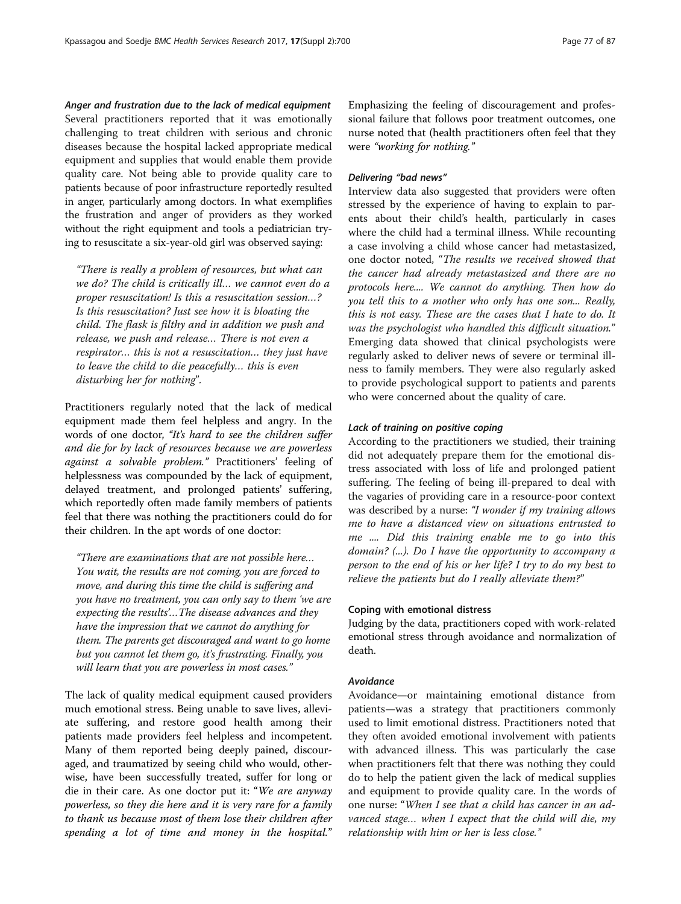#### *Anger and frustration due to the lack of medical equipment*

Several practitioners reported that it was emotionally challenging to treat children with serious and chronic diseases because the hospital lacked appropriate medical equipment and supplies that would enable them provide quality care. Not being able to provide quality care to patients because of poor infrastructure reportedly resulted in anger, particularly among doctors. In what exemplifies the frustration and anger of providers as they worked without the right equipment and tools a pediatrician trying to resuscitate a six-year-old girl was observed saying:

> *"There is really a problem of resources, but what can we do? The child is critically ill… we cannot even do a proper resuscitation! Is this a resuscitation session…? Is this resuscitation? Just see how it is bloating the child. The flask is filthy and in addition we push and release, we push and release… There is not even a respirator… this is not a resuscitation… they just have to leave the child to die peacefully… this is even disturbing her for nothing".*

Practitioners regularly noted that the lack of medical equipment made them feel helpless and angry. In the words of one doctor, *"It's hard to see the children suffer and die for by lack of resources because we are powerless against a solvable problem."* Practitioners' feeling of helplessness was compounded by the lack of equipment, delayed treatment, and prolonged patients' suffering, which reportedly often made family members of patients feel that there was nothing the practitioners could do for their children. In the apt words of one doctor:

> *"There are examinations that are not possible here… You wait, the results are not coming, you are forced to move, and during this time the child is suffering and you have no treatment, you can only say to them 'we are expecting the results'…The disease advances and they have the impression that we cannot do anything for them. The parents get discouraged and want to go home but you cannot let them go, it's frustrating. Finally, you will learn that you are powerless in most cases."*

The lack of quality medical equipment caused providers much emotional stress. Being unable to save lives, alleviate suffering, and restore good health among their patients made providers feel helpless and incompetent. Many of them reported being deeply pained, discouraged, and traumatized by seeing child who would, otherwise, have been successfully treated, suffer for long or die in their care. As one doctor put it: "*We are anyway powerless, so they die here and it is very rare for a family to thank us because most of them lose their children after spending a lot of time and money in the hospital.*" Emphasizing the feeling of discouragement and professional failure that follows poor treatment outcomes, one nurse noted that (health practitioners often feel that they were *"working for nothing."*

#### *Delivering "bad news"*

Interview data also suggested that providers were often stressed by the experience of having to explain to parents about their child's health, particularly in cases where the child had a terminal illness. While recounting a case involving a child whose cancer had metastasized, one doctor noted, "*The results we received showed that the cancer had already metastasized and there are no protocols here.... We cannot do anything. Then how do you tell this to a mother who only has one son... Really, this is not easy. These are the cases that I hate to do. It was the psychologist who handled this difficult situation.*" Emerging data showed that clinical psychologists were regularly asked to deliver news of severe or terminal illness to family members. They were also regularly asked to provide psychological support to patients and parents who were concerned about the quality of care.

#### *Lack of training on positive coping*

According to the practitioners we studied, their training did not adequately prepare them for the emotional distress associated with loss of life and prolonged patient suffering. The feeling of being ill-prepared to deal with the vagaries of providing care in a resource-poor context was described by a nurse: *"I wonder if my training allows me to have a distanced view on situations entrusted to me .... Did this training enable me to go into this domain? (...). Do I have the opportunity to accompany a person to the end of his or her life? I try to do my best to relieve the patients but do I really alleviate them?"*

### Coping with emotional distress

Judging by the data, practitioners coped with work-related emotional stress through avoidance and normalization of death.

#### *Avoidance*

Avoidance—or maintaining emotional distance from patients—was a strategy that practitioners commonly used to limit emotional distress. Practitioners noted that they often avoided emotional involvement with patients with advanced illness. This was particularly the case when practitioners felt that there was nothing they could do to help the patient given the lack of medical supplies and equipment to provide quality care. In the words of one nurse: "*When I see that a child has cancer in an advanced stage… when I expect that the child will die, my relationship with him or her is less close.*"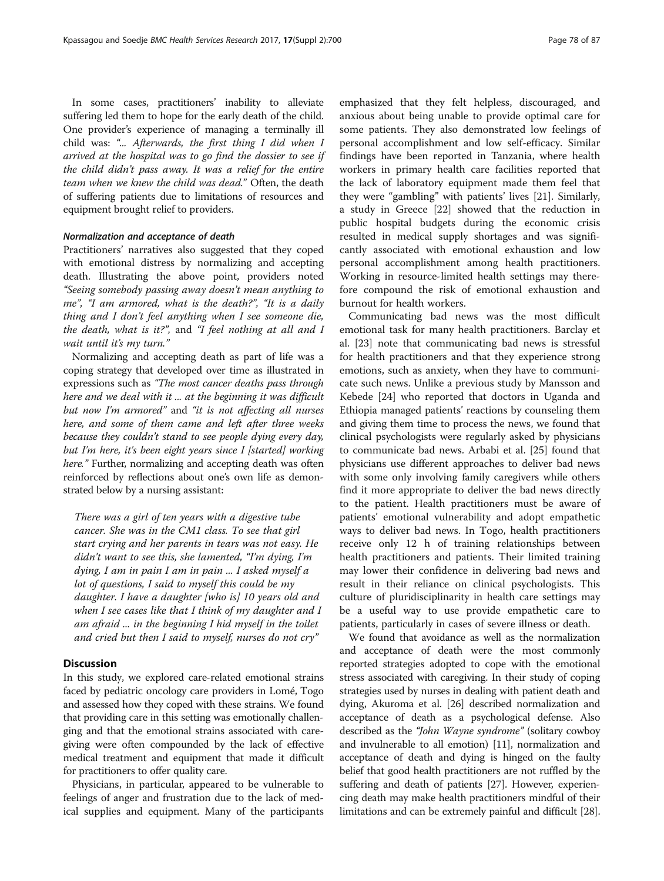In some cases, practitioners' inability to alleviate suffering led them to hope for the early death of the child. One provider's experience of managing a terminally ill child was: *"... Afterwards, the first thing I did when I arrived at the hospital was to go find the dossier to see if the child didn't pass away. It was a relief for the entire team when we knew the child was dead."* Often, the death of suffering patients due to limitations of resources and equipment brought relief to providers.

#### *Normalization and acceptance of death*

Practitioners' narratives also suggested that they coped with emotional distress by normalizing and accepting death. Illustrating the above point, providers noted *"Seeing somebody passing away doesn't mean anything to me"*, *"I am armored, what is the death?"*, *"It is a daily thing and I don't feel anything when I see someone die, the death, what is it?"*, and *"I feel nothing at all and I wait until it's my turn."*

Normalizing and accepting death as part of life was a coping strategy that developed over time as illustrated in expressions such as *"The most cancer deaths pass through here and we deal with it ... at the beginning it was difficult but now I'm armored"* and *"it is not affecting all nurses here, and some of them came and left after three weeks because they couldn't stand to see people dying every day, but I'm here, it's been eight years since I [started] working here."* Further, normalizing and accepting death was often reinforced by reflections about one's own life as demonstrated below by a nursing assistant:

> *There was a girl of ten years with a digestive tube cancer. She was in the CM1 class. To see that girl start crying and her parents in tears was not easy. He didn't want to see this, she lamented, "I'm dying, I'm dying, I am in pain I am in pain ... I asked myself a lot of questions, I said to myself this could be my daughter. I have a daughter [who is] 10 years old and when I see cases like that I think of my daughter and I am afraid ... in the beginning I hid myself in the toilet and cried but then I said to myself, nurses do not cry"*

## Discussion

In this study, we explored care-related emotional strains faced by pediatric oncology care providers in Lomé, Togo and assessed how they coped with these strains. We found that providing care in this setting was emotionally challenging and that the emotional strains associated with caregiving were often compounded by the lack of effective medical treatment and equipment that made it difficult for practitioners to offer quality care.

Physicians, in particular, appeared to be vulnerable to feelings of anger and frustration due to the lack of medical supplies and equipment. Many of the participants emphasized that they felt helpless, discouraged, and anxious about being unable to provide optimal care for some patients. They also demonstrated low feelings of personal accomplishment and low self-efficacy. Similar findings have been reported in Tanzania, where health workers in primary health care facilities reported that the lack of laboratory equipment made them feel that they were "gambling" with patients' lives [21]. Similarly, a study in Greece [22] showed that the reduction in public hospital budgets during the economic crisis resulted in medical supply shortages and was significantly associated with emotional exhaustion and low personal accomplishment among health practitioners. Working in resource-limited health settings may therefore compound the risk of emotional exhaustion and burnout for health workers.

Communicating bad news was the most difficult emotional task for many health practitioners. Barclay et al. [23] note that communicating bad news is stressful for health practitioners and that they experience strong emotions, such as anxiety, when they have to communicate such news. Unlike a previous study by Mansson and Kebede [24] who reported that doctors in Uganda and Ethiopia managed patients' reactions by counseling them and giving them time to process the news, we found that clinical psychologists were regularly asked by physicians to communicate bad news. Arbabi et al. [25] found that physicians use different approaches to deliver bad news with some only involving family caregivers while others find it more appropriate to deliver the bad news directly to the patient. Health practitioners must be aware of patients' emotional vulnerability and adopt empathetic ways to deliver bad news. In Togo, health practitioners receive only 12 h of training relationships between health practitioners and patients. Their limited training may lower their confidence in delivering bad news and result in their reliance on clinical psychologists. This culture of pluridisciplinarity in health care settings may be a useful way to use provide empathetic care to patients, particularly in cases of severe illness or death.

We found that avoidance as well as the normalization and acceptance of death were the most commonly reported strategies adopted to cope with the emotional stress associated with caregiving. In their study of coping strategies used by nurses in dealing with patient death and dying, Akuroma et al. [26] described normalization and acceptance of death as a psychological defense. Also described as the *"John Wayne syndrome"* (solitary cowboy and invulnerable to all emotion) [11], normalization and acceptance of death and dying is hinged on the faulty belief that good health practitioners are not ruffled by the suffering and death of patients [27]. However, experiencing death may make health practitioners mindful of their limitations and can be extremely painful and difficult [28].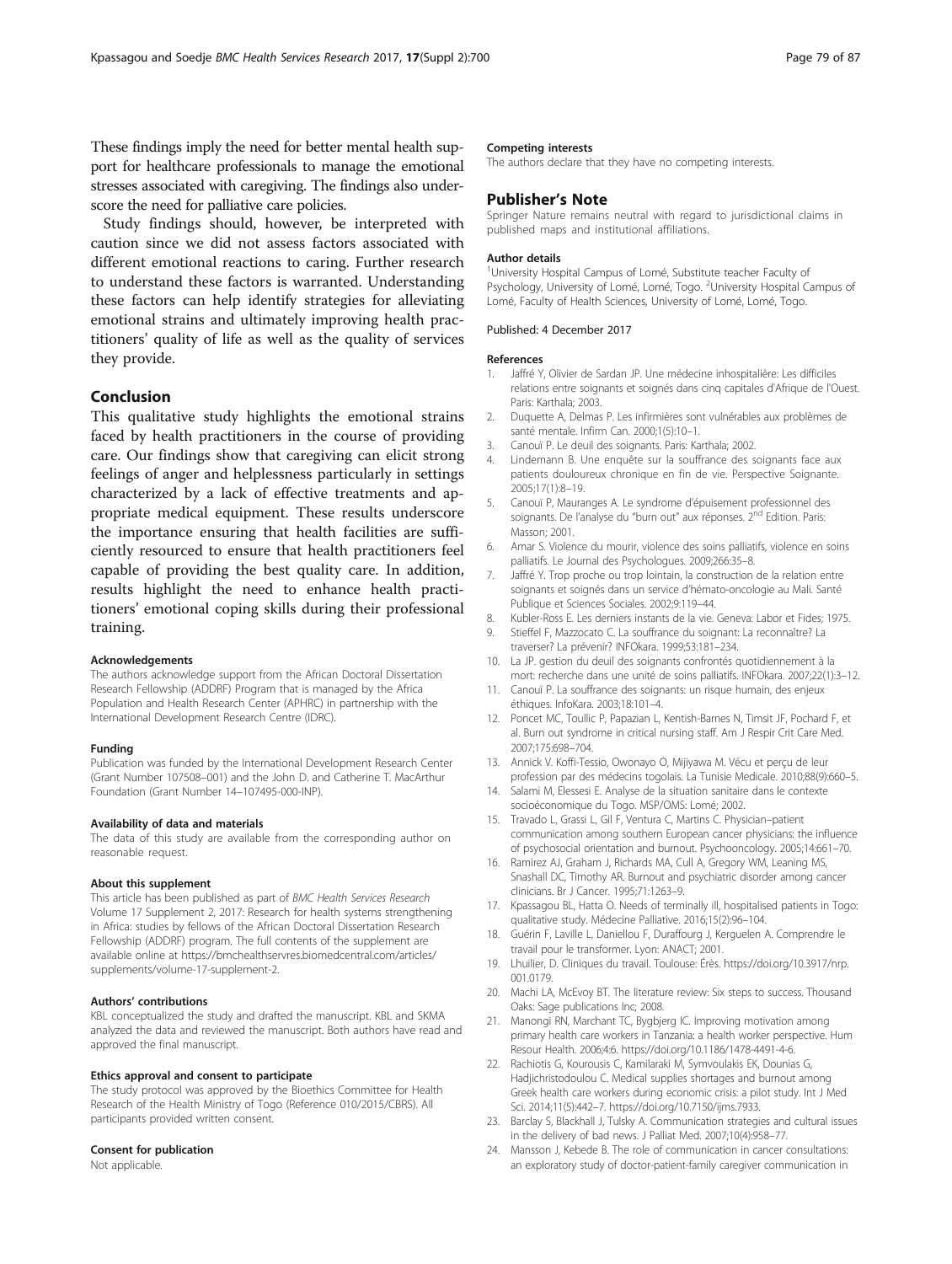These findings imply the need for better mental health support for healthcare professionals to manage the emotional stresses associated with caregiving. The findings also underscore the need for palliative care policies.

Study findings should, however, be interpreted with caution since we did not assess factors associated with different emotional reactions to caring. Further research to understand these factors is warranted. Understanding these factors can help identify strategies for alleviating emotional strains and ultimately improving health practitioners' quality of life as well as the quality of services they provide.

## Conclusion

This qualitative study highlights the emotional strains faced by health practitioners in the course of providing care. Our findings show that caregiving can elicit strong feelings of anger and helplessness particularly in settings characterized by a lack of effective treatments and appropriate medical equipment. These results underscore the importance ensuring that health facilities are sufficiently resourced to ensure that health practitioners feel capable of providing the best quality care. In addition, results highlight the need to enhance health practitioners' emotional coping skills during their professional training.

#### Acknowledgements

The authors acknowledge support from the African Doctoral Dissertation Research Fellowship (ADDRF) Program that is managed by the Africa Population and Health Research Center (APHRC) in partnership with the International Development Research Centre (IDRC).

#### Funding

Publication was funded by the International Development Research Center (Grant Number 107508–001) and the John D. and Catherine T. MacArthur Foundation (Grant Number 14–107495-000-INP).

#### Availability of data and materials

The data of this study are available from the corresponding author on reasonable request.

#### About this supplement

This article has been published as part of *BMC Health Services Research* Volume 17 Supplement 2, 2017: Research for health systems strengthening in Africa: studies by fellows of the African Doctoral Dissertation Research Fellowship (ADDRF) program. The full contents of the supplement are available online at https://bmchealthservres.biomedcentral.com/articles/supplements/volume-17-supplement-2.

#### Authors' contributions

KBL conceptualized the study and drafted the manuscript. KBL and SKMA analyzed the data and reviewed the manuscript. Both authors have read and approved the final manuscript.

#### Ethics approval and consent to participate

The study protocol was approved by the Bioethics Committee for Health Research of the Health Ministry of Togo (Reference 010/2015/CBRS). All participants provided written consent.

#### Consent for publication

Not applicable.

#### Competing interests

The authors declare that they have no competing interests.

### Publisher's Note

Springer Nature remains neutral with regard to jurisdictional claims in published maps and institutional affiliations.

#### Author details

[1]University Hospital Campus of Lomé, Substitute teacher Faculty of Psychology, University of Lomé, Lomé, Togo. [2]University Hospital Campus of Lomé, Faculty of Health Sciences, University of Lomé, Lomé, Togo.

Published: 4 December 2017

#### References

1. Jaffré Y, Olivier de Sardan JP. Une médecine inhospitalière: Les difficiles relations entre soignants et soignés dans cinq capitales d'Afrique de l'Ouest. Paris: Karthala; 2003.
2. Duquette A, Delmas P. Les infirmières sont vulnérables aux problèmes de santé mentale. Infirm Can. 2000;1(5):10–1.
3. Canouï P. Le deuil des soignants. Paris: Karthala; 2002.
4. Lindemann B. Une enquête sur la souffrance des soignants face aux patients douloureux chronique en fin de vie. Perspective Soignante. 2005;17(1):8–19.
5. Canouï P, Mauranges A. Le syndrome d'épuisement professionnel des soignants. De l'analyse du "burn out" aux réponses. 2nd Edition. Paris: Masson; 2001.
6. Amar S. Violence du mourir, violence des soins palliatifs, violence en soins palliatifs. Le Journal des Psychologues. 2009;266:35–8.
7. Jaffré Y. Trop proche ou trop lointain, la construction de la relation entre soignants et soignés dans un service d'hémato-oncologie au Mali. Santé Publique et Sciences Sociales. 2002;9:119–44.
8. Kubler-Ross E. Les derniers instants de la vie. Geneva: Labor et Fides; 1975.
9. Stieffel F, Mazzocato C. La souffrance du soignant: La reconnaître? La traverser? La prévenir? INFOkara. 1999;53:181–234.
10. La JP. gestion du deuil des soignants confrontés quotidiennement à la mort: recherche dans une unité de soins palliatifs. INFOkara. 2007;22(1):3–12.
11. Canouï P. La souffrance des soignants: un risque humain, des enjeux éthiques. InfoKara. 2003;18:101–4.
12. Poncet MC, Toullic P, Papazian L, Kentish-Barnes N, Timsit JF, Pochard F, et al. Burn out syndrome in critical nursing staff. Am J Respir Crit Care Med. 2007;175:698–704.
13. Annick V. Koffi-Tessio, Owonayo O, Mijiyawa M. Vécu et perçu de leur profession par des médecins togolais. La Tunisie Medicale. 2010;88(9):660–5.
14. Salami M, Elessesi E. Analyse de la situation sanitaire dans le contexte socioéconomique du Togo. MSP/OMS: Lomé; 2002.
15. Travado L, Grassi L, Gil F, Ventura C, Martins C. Physician–patient communication among southern European cancer physicians: the influence of psychosocial orientation and burnout. Psychooncology. 2005;14:661–70.
16. Ramirez AJ, Graham J, Richards MA, Cull A, Gregory WM, Leaning MS, Snashall DC, Timothy AR. Burnout and psychiatric disorder among cancer clinicians. Br J Cancer. 1995;71:1263–9.
17. Kpassagou BL, Hatta O. Needs of terminally ill, hospitalised patients in Togo: qualitative study. Médecine Palliative. 2016;15(2):96–104.
18. Guérin F, Laville L, Daniellou F, Duraffourg J, Kerguelen A. Comprendre le travail pour le transformer. Lyon: ANACT; 2001.
19. Lhuilier, D. Cliniques du travail. Toulouse: Érès. https://doi.org/10.3917/nrp.001.0179.
20. Machi LA, McEvoy BT. The literature review: Six steps to success. Thousand Oaks: Sage publications Inc; 2008.
21. Manongi RN, Marchant TC, Bygbjerg IC. Improving motivation among primary health care workers in Tanzania: a health worker perspective. Hum Resour Health. 2006;4:6. https://doi.org/10.1186/1478-4491-4-6.
22. Rachiotis G, Kourousis C, Kamilaraki M, Symvoulakis EK, Dounias G, Hadjichristodoulou C. Medical supplies shortages and burnout among Greek health care workers during economic crisis: a pilot study. Int J Med Sci. 2014;11(5):442–7. https://doi.org/10.7150/ijms.7933.
23. Barclay S, Blackhall J, Tulsky A. Communication strategies and cultural issues in the delivery of bad news. J Palliat Med. 2007;10(4):958–77.
24. Mansson J, Kebede B. The role of communication in cancer consultations: an exploratory study of doctor-patient-family caregiver communication in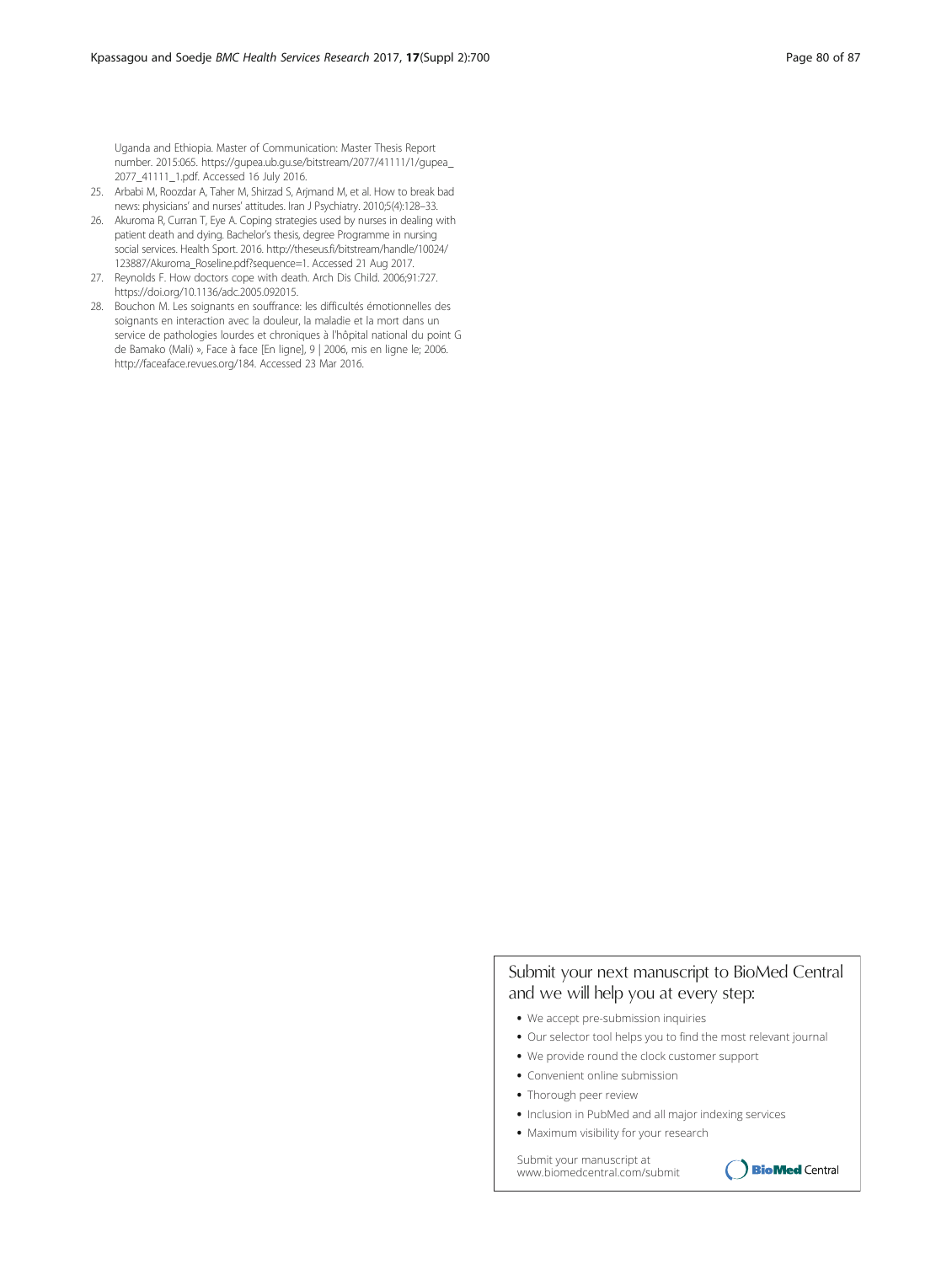Uganda and Ethiopia. Master of Communication: Master Thesis Report number. 2015:065. https://gupea.ub.gu.se/bitstream/2077/41111/1/gupea_2077_41111_1.pdf. Accessed 16 July 2016.

25. Arbabi M, Roozdar A, Taher M, Shirzad S, Arjmand M, et al. How to break bad news: physicians' and nurses' attitudes. Iran J Psychiatry. 2010;5(4):128–33.
26. Akuroma R, Curran T, Eye A. Coping strategies used by nurses in dealing with patient death and dying. Bachelor's thesis, degree Programme in nursing social services. Health Sport. 2016. http://theseus.fi/bitstream/handle/10024/123887/Akuroma_Roseline.pdf?sequence=1. Accessed 21 Aug 2017.
27. Reynolds F. How doctors cope with death. Arch Dis Child. 2006;91:727. https://doi.org/10.1136/adc.2005.092015.
28. Bouchon M. Les soignants en souffrance: les difficultés émotionnelles des soignants en interaction avec la douleur, la maladie et la mort dans un service de pathologies lourdes et chroniques à l'hôpital national du point G de Bamako (Mali) », Face à face [En ligne], 9 | 2006, mis en ligne le; 2006. http://faceaface.revues.org/184. Accessed 23 Mar 2016.

Submit your next manuscript to BioMed Central and we will help you at every step:

- We accept pre-submission inquiries
- Our selector tool helps you to find the most relevant journal
- We provide round the clock customer support
- Convenient online submission
- Thorough peer review
- Inclusion in PubMed and all major indexing services
- Maximum visibility for your research

Submit your manuscript at www.biomedcentral.com/submit

BioMed Central